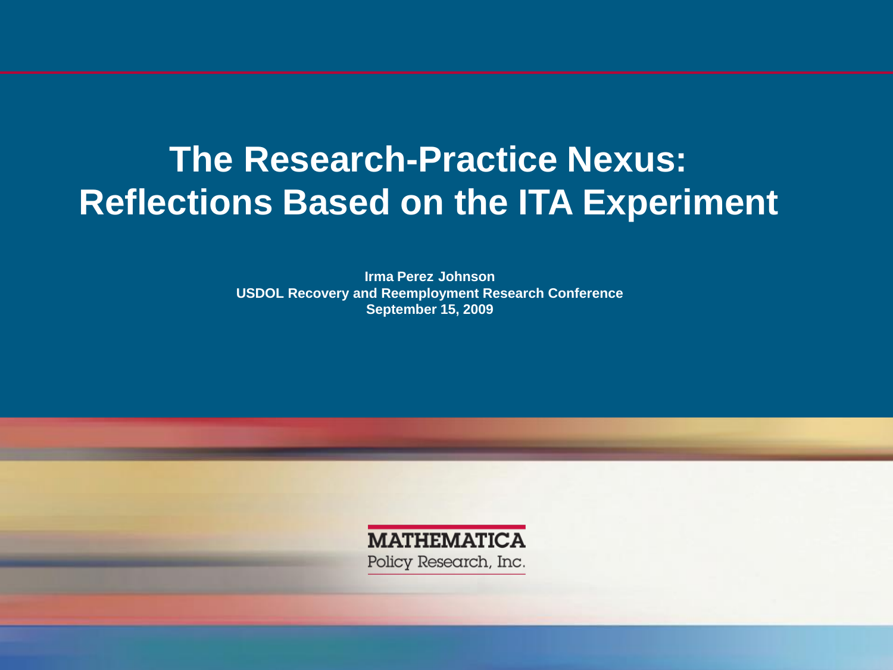# The Research-Practice Nexus: Reflections Based on the ITA Experiment

**Irma Perez Johnson**
**USDOL Recovery and Reemployment Research Conference**
**September 15, 2009**

MATHEMATICA
Policy Research, Inc.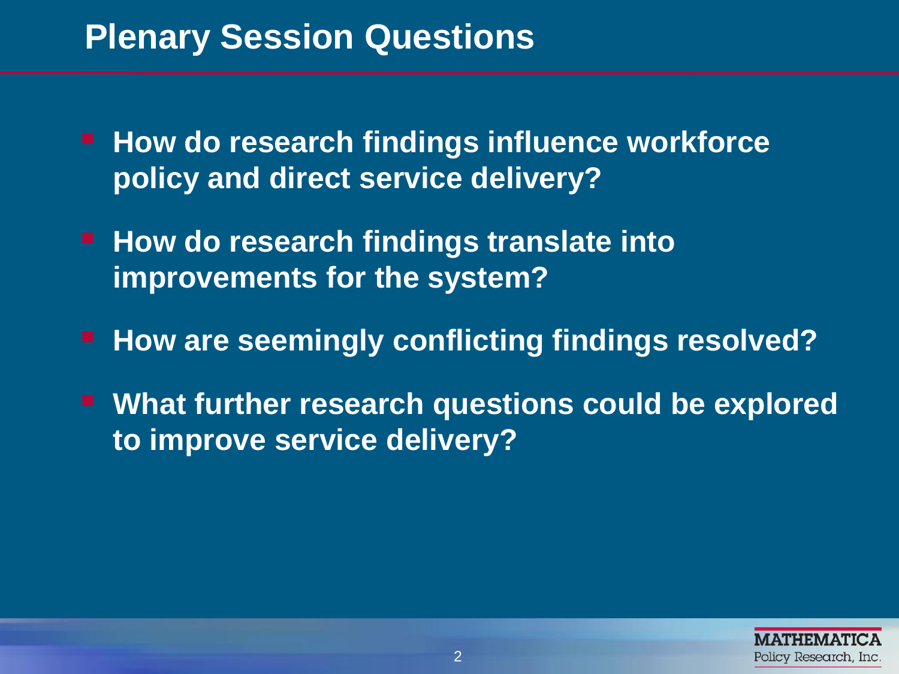# Plenary Session Questions

- **How do research findings influence workforce policy and direct service delivery?**
- **How do research findings translate into improvements for the system?**
- **How are seemingly conflicting findings resolved?**
- **What further research questions could be explored to improve service delivery?**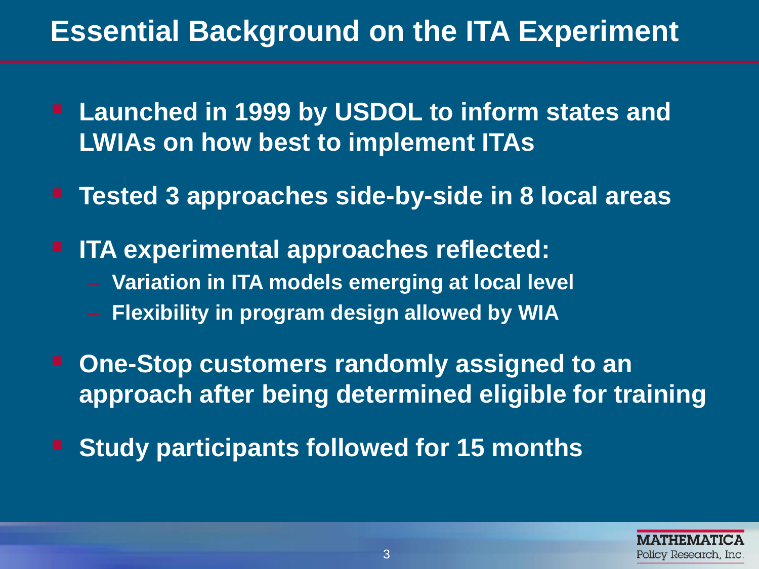# Essential Background on the ITA Experiment

- Launched in 1999 by USDOL to inform states and LWIAs on how best to implement ITAs
- Tested 3 approaches side-by-side in 8 local areas
- ITA experimental approaches reflected:
  - Variation in ITA models emerging at local level
  - Flexibility in program design allowed by WIA
- One-Stop customers randomly assigned to an approach after being determined eligible for training
- Study participants followed for 15 months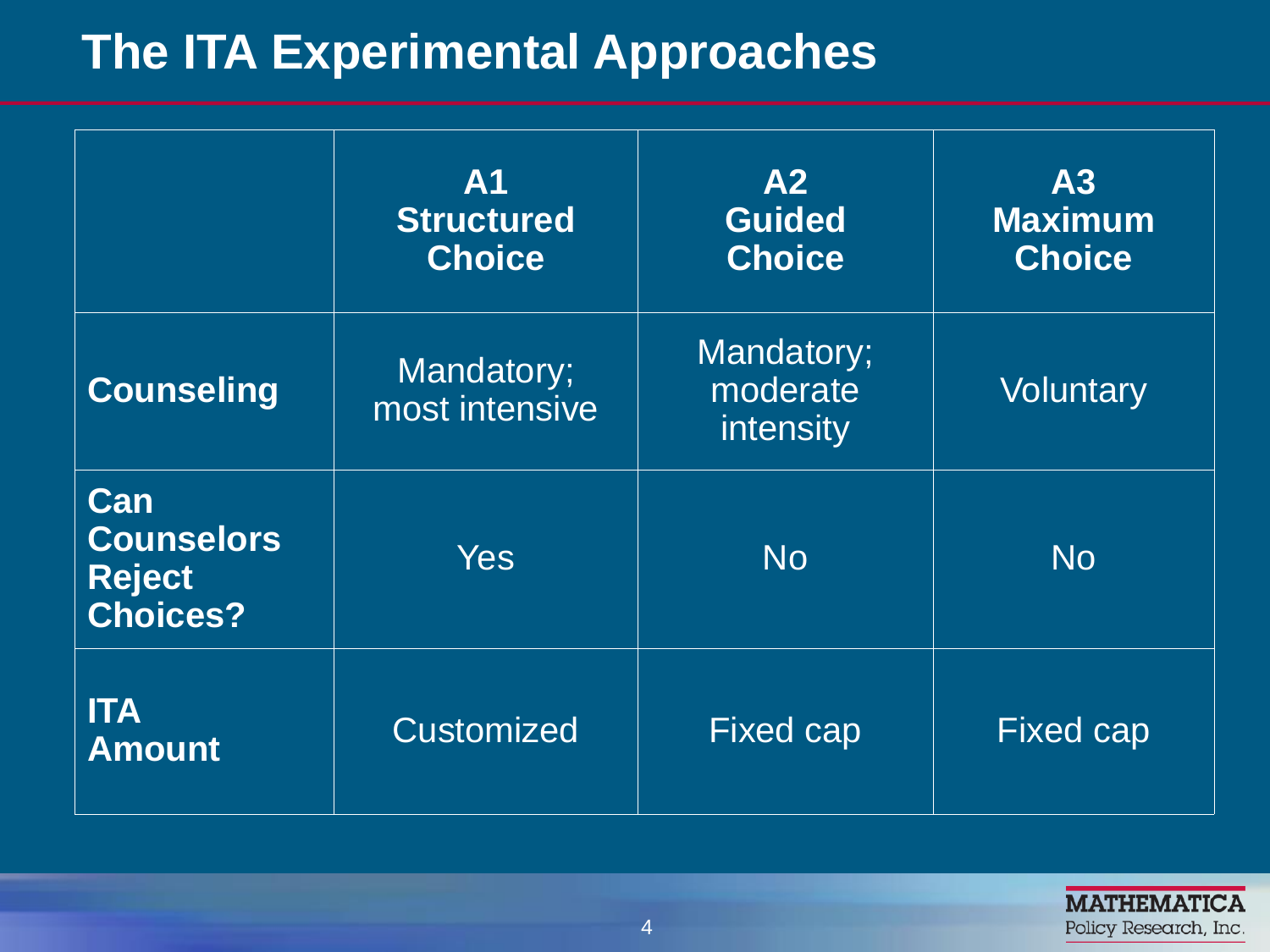# The ITA Experimental Approaches

| | A1 Structured Choice | A2 Guided Choice | A3 Maximum Choice |
|---|---|---|---|
| **Counseling** | Mandatory; most intensive | Mandatory; moderate intensity | Voluntary |
| **Can Counselors Reject Choices?** | Yes | No | No |
| **ITA Amount** | Customized | Fixed cap | Fixed cap |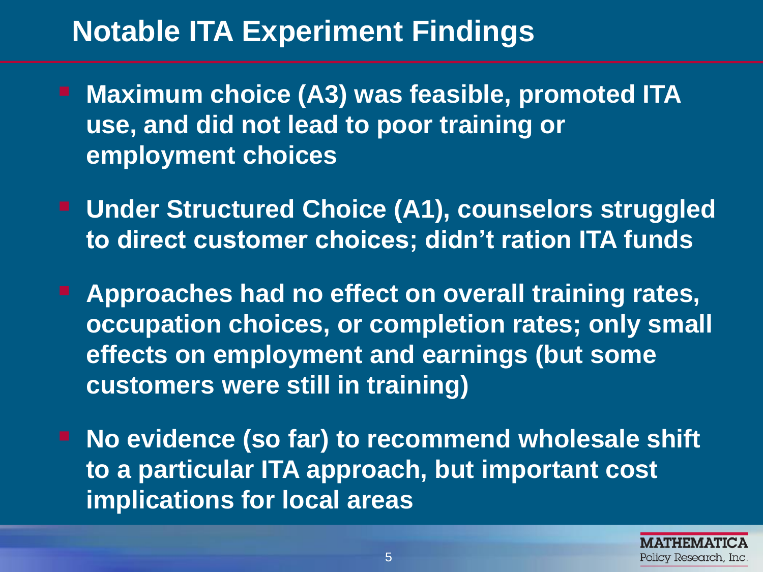# Notable ITA Experiment Findings

- Maximum choice (A3) was feasible, promoted ITA use, and did not lead to poor training or employment choices
- Under Structured Choice (A1), counselors struggled to direct customer choices; didn't ration ITA funds
- Approaches had no effect on overall training rates, occupation choices, or completion rates; only small effects on employment and earnings (but some customers were still in training)
- No evidence (so far) to recommend wholesale shift to a particular ITA approach, but important cost implications for local areas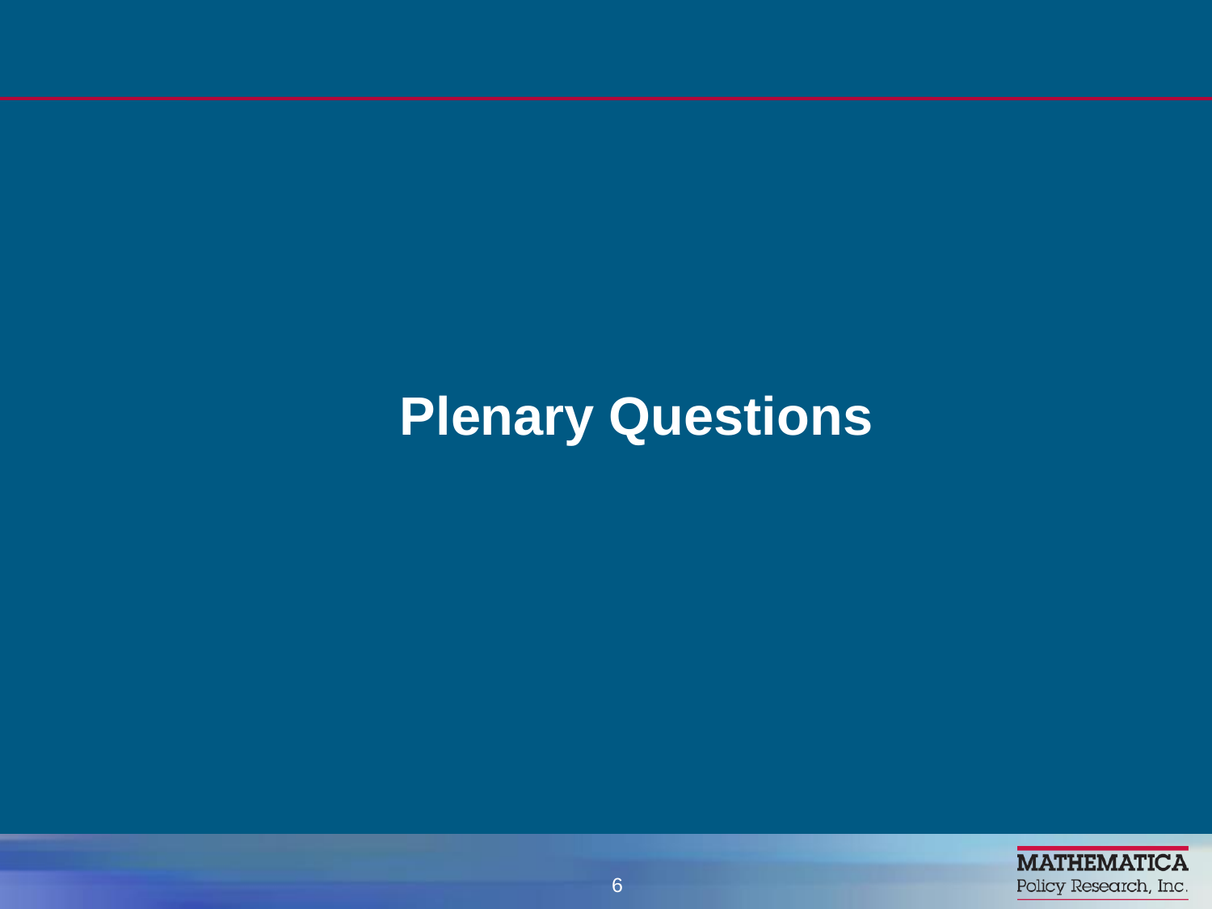# Plenary Questions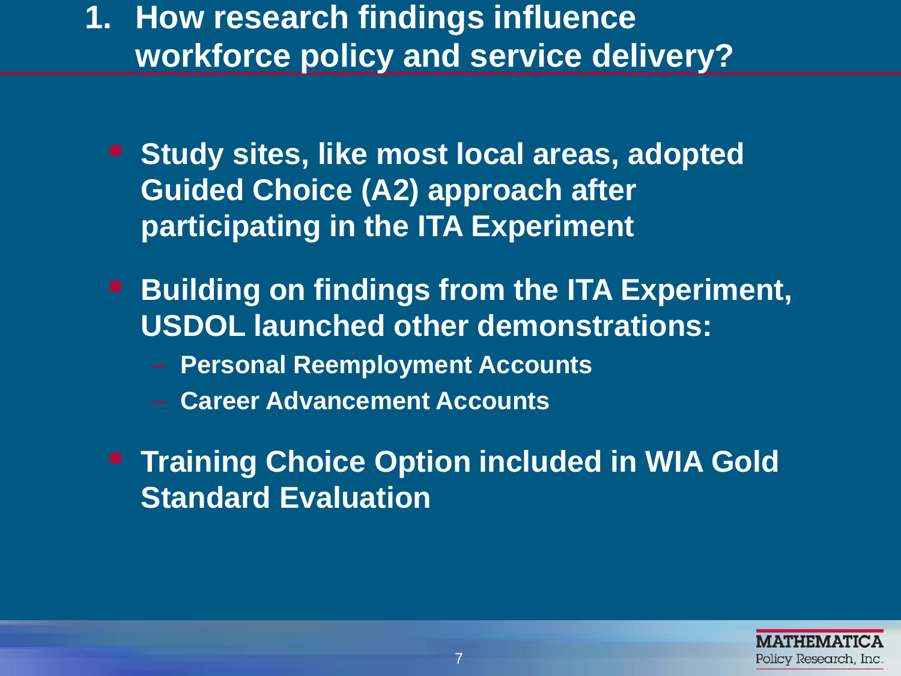# 1. How research findings influence workforce policy and service delivery?

- Study sites, like most local areas, adopted Guided Choice (A2) approach after participating in the ITA Experiment
- Building on findings from the ITA Experiment, USDOL launched other demonstrations:
  - Personal Reemployment Accounts
  - Career Advancement Accounts
- Training Choice Option included in WIA Gold Standard Evaluation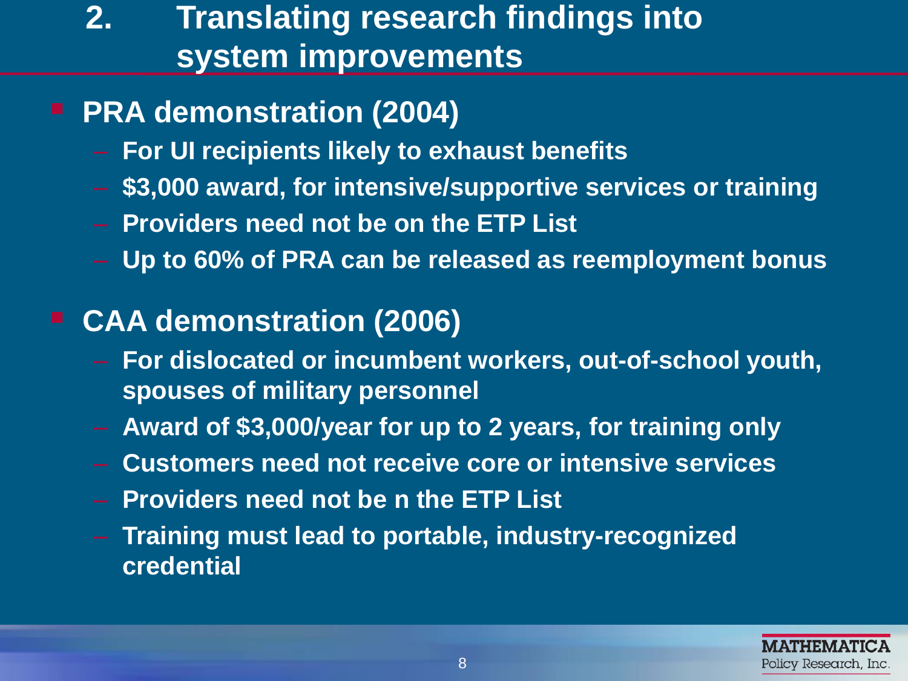# 2. Translating research findings into system improvements

- **PRA demonstration (2004)**
  - For UI recipients likely to exhaust benefits
  - $3,000 award, for intensive/supportive services or training
  - Providers need not be on the ETP List
  - Up to 60% of PRA can be released as reemployment bonus
- **CAA demonstration (2006)**
  - For dislocated or incumbent workers, out-of-school youth, spouses of military personnel
  - Award of $3,000/year for up to 2 years, for training only
  - Customers need not receive core or intensive services
  - Providers need not be n the ETP List
  - Training must lead to portable, industry-recognized credential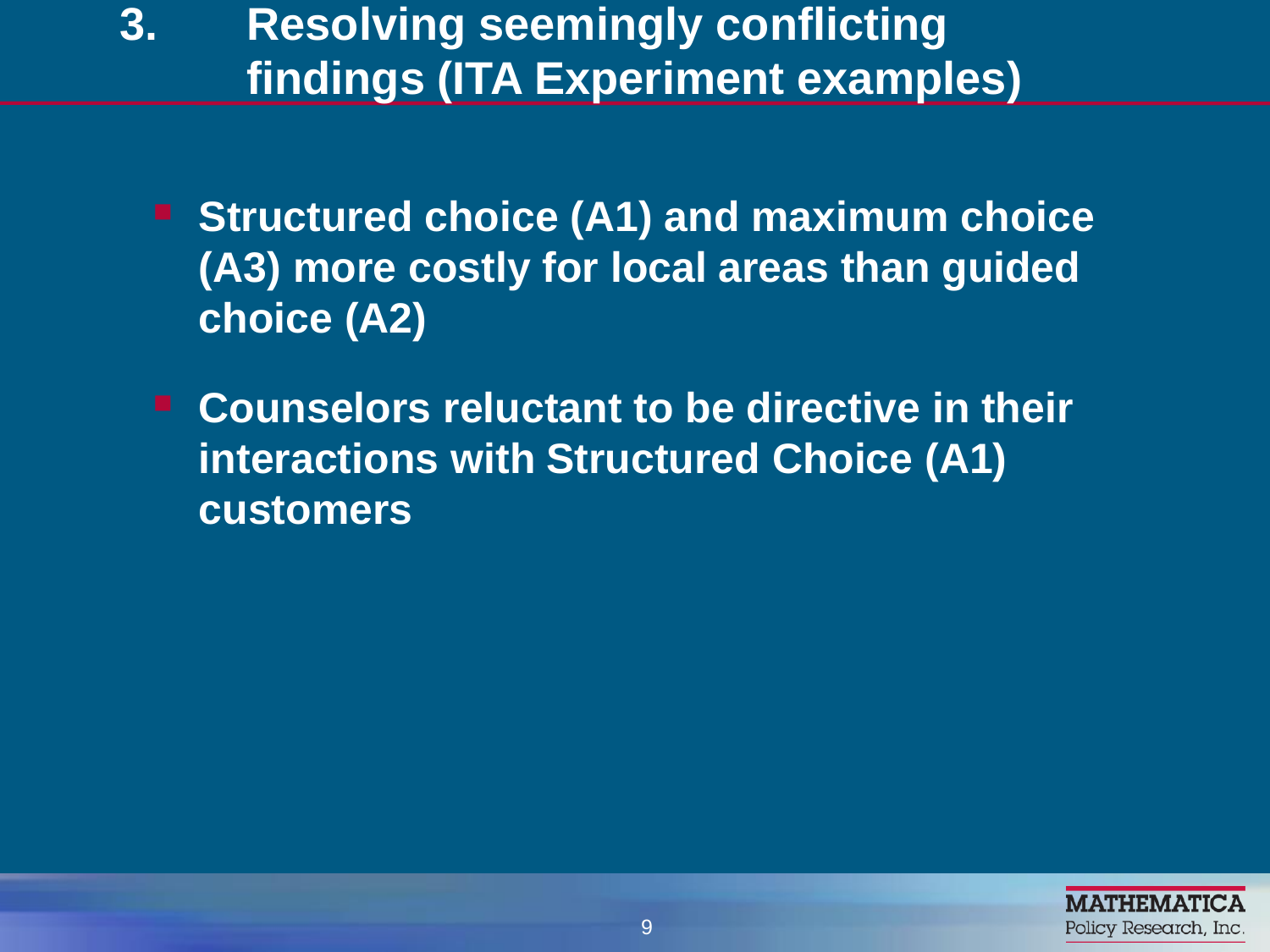# 3. Resolving seemingly conflicting findings (ITA Experiment examples)

- **Structured choice (A1) and maximum choice (A3) more costly for local areas than guided choice (A2)**
- **Counselors reluctant to be directive in their interactions with Structured Choice (A1) customers**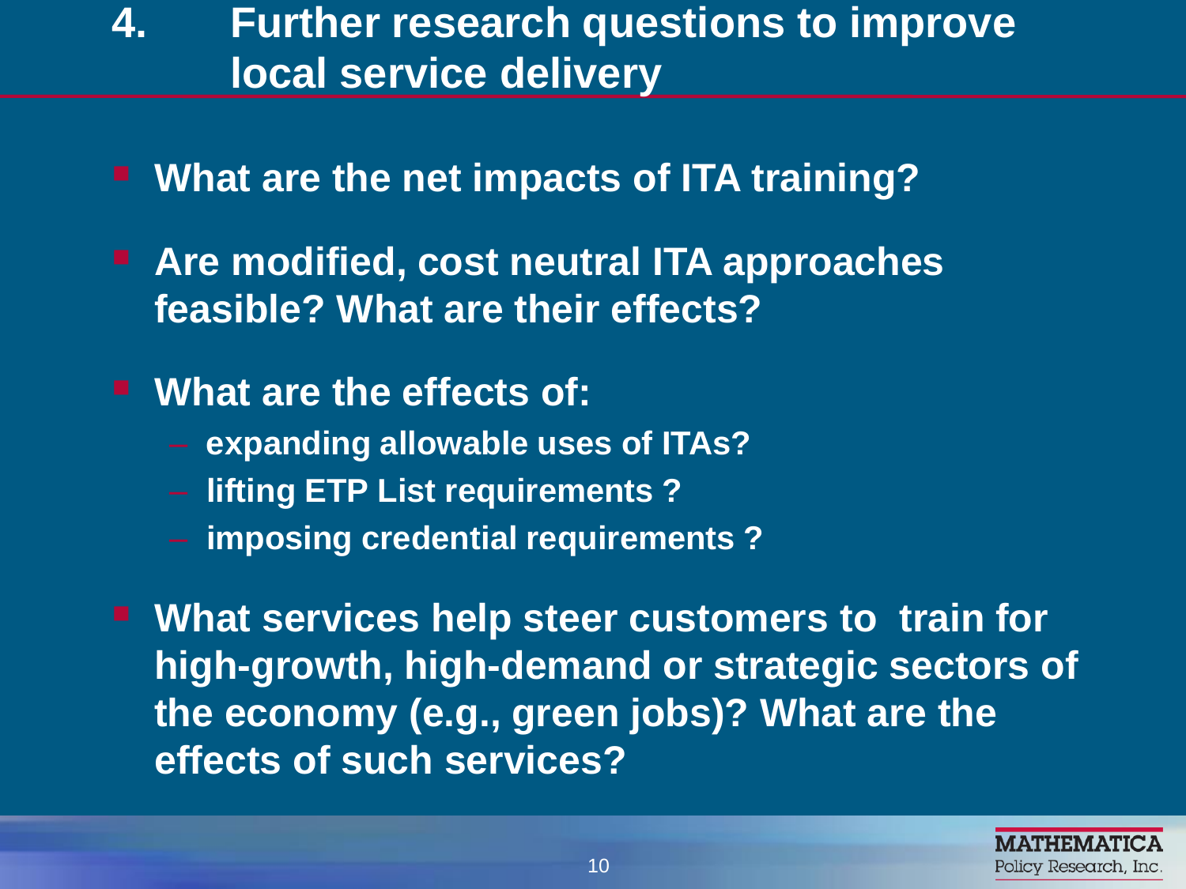# 4. Further research questions to improve local service delivery

- What are the net impacts of ITA training?
- Are modified, cost neutral ITA approaches feasible? What are their effects?
- What are the effects of:
  - expanding allowable uses of ITAs?
  - lifting ETP List requirements ?
  - imposing credential requirements ?
- What services help steer customers to train for high-growth, high-demand or strategic sectors of the economy (e.g., green jobs)? What are the effects of such services?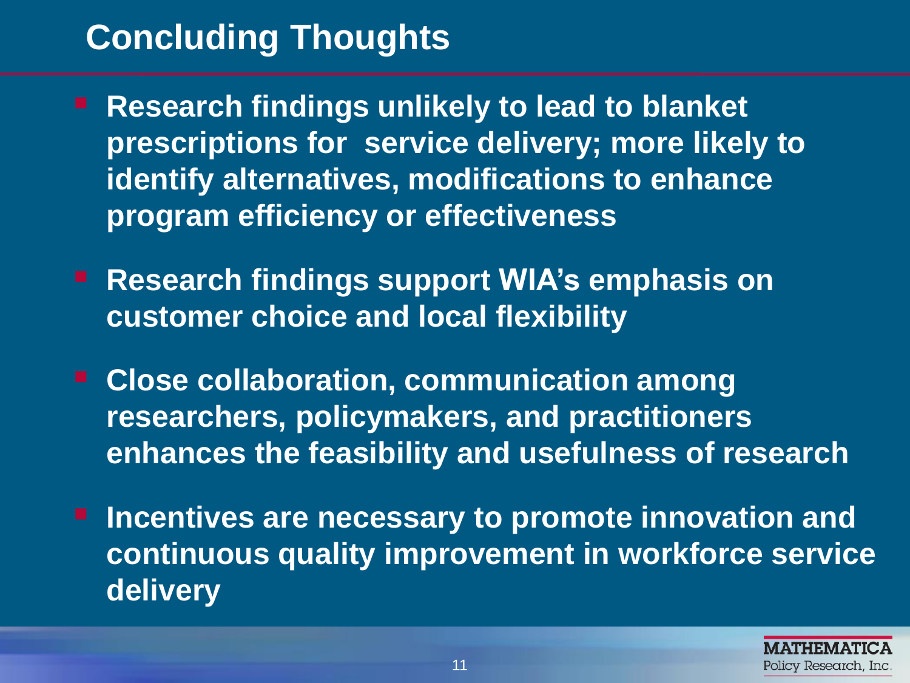# Concluding Thoughts

- **Research findings unlikely to lead to blanket prescriptions for service delivery; more likely to identify alternatives, modifications to enhance program efficiency or effectiveness**
- **Research findings support WIA's emphasis on customer choice and local flexibility**
- **Close collaboration, communication among researchers, policymakers, and practitioners enhances the feasibility and usefulness of research**
- **Incentives are necessary to promote innovation and continuous quality improvement in workforce service delivery**